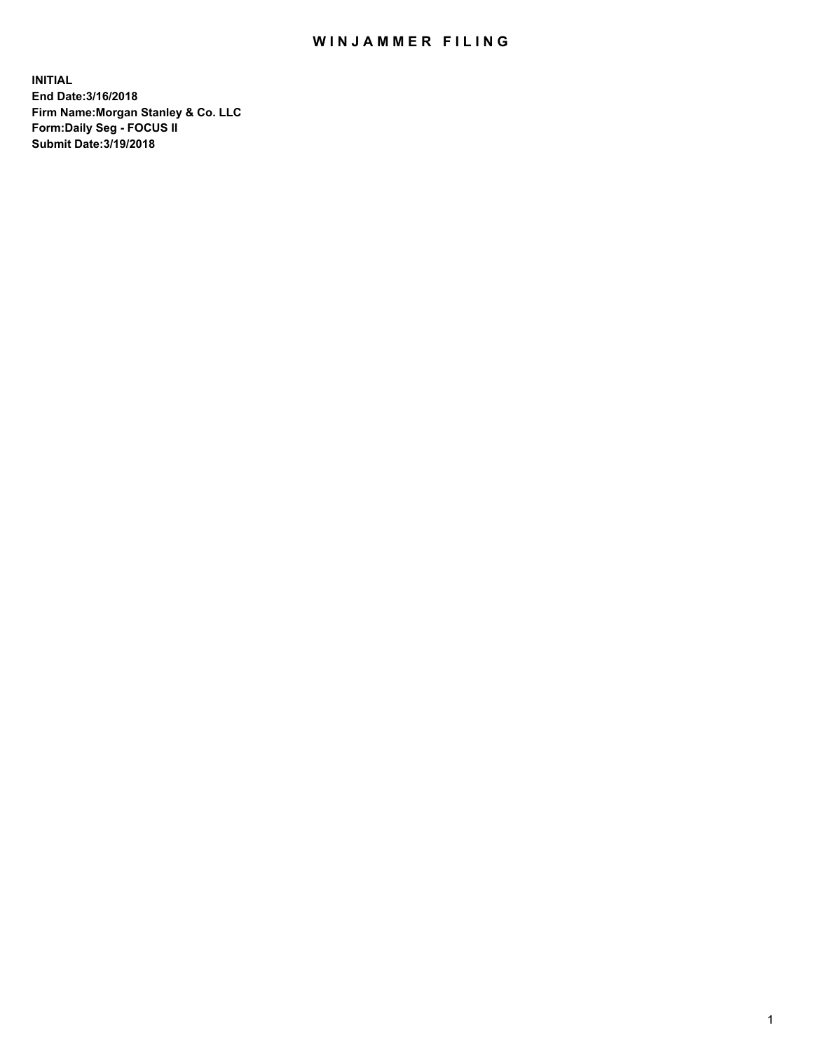# WINJAMMER FILING

**INITIAL**
**End Date:3/16/2018**
**Firm Name:Morgan Stanley & Co. LLC**
**Form:Daily Seg - FOCUS II**
**Submit Date:3/19/2018**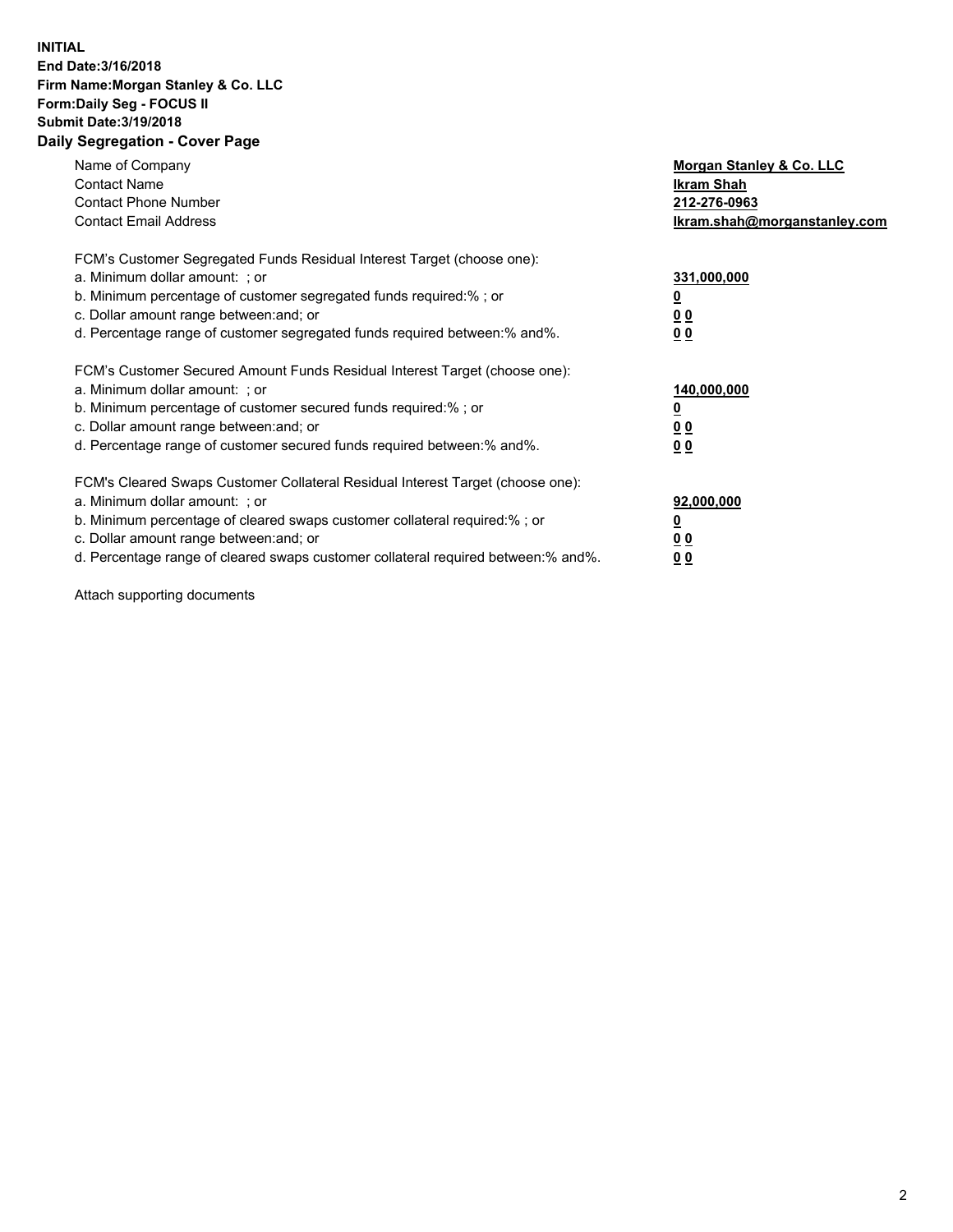**INITIAL**
**End Date:3/16/2018**
**Firm Name:Morgan Stanley & Co. LLC**
**Form:Daily Seg - FOCUS II**
**Submit Date:3/19/2018**
**Daily Segregation - Cover Page**

| | |
|---|---|
| Name of Company | **Morgan Stanley & Co. LLC** |
| Contact Name | **Ikram Shah** |
| Contact Phone Number | **212-276-0963** |
| Contact Email Address | **Ikram.shah@morganstanley.com** |

FCM's Customer Segregated Funds Residual Interest Target (choose one):

| | |
|---|---|
| a. Minimum dollar amount: ; or | **331,000,000** |
| b. Minimum percentage of customer segregated funds required:% ; or | **0** |
| c. Dollar amount range between:and; or | **0 0** |
| d. Percentage range of customer segregated funds required between:% and%. | **0 0** |

FCM's Customer Secured Amount Funds Residual Interest Target (choose one):

| | |
|---|---|
| a. Minimum dollar amount: ; or | **140,000,000** |
| b. Minimum percentage of customer secured funds required:% ; or | **0** |
| c. Dollar amount range between:and; or | **0 0** |
| d. Percentage range of customer secured funds required between:% and%. | **0 0** |

FCM's Cleared Swaps Customer Collateral Residual Interest Target (choose one):

| | |
|---|---|
| a. Minimum dollar amount: ; or | **92,000,000** |
| b. Minimum percentage of cleared swaps customer collateral required:% ; or | **0** |
| c. Dollar amount range between:and; or | **0 0** |
| d. Percentage range of cleared swaps customer collateral required between:% and%. | **0 0** |

Attach supporting documents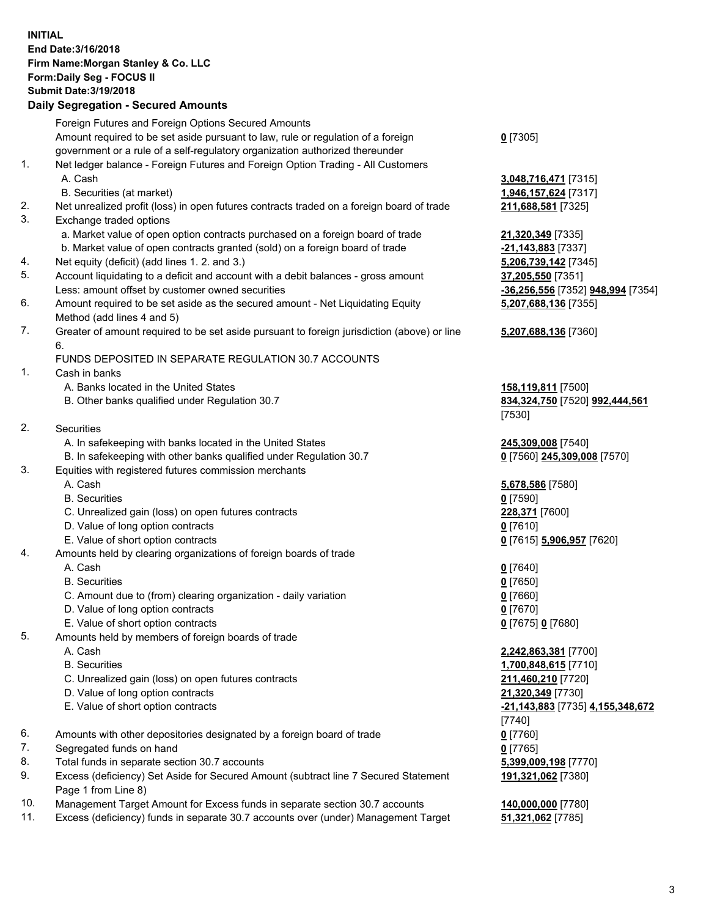**INITIAL**
**End Date:3/16/2018**
**Firm Name:Morgan Stanley & Co. LLC**
**Form:Daily Seg - FOCUS II**
**Submit Date:3/19/2018**

## Daily Segregation - Secured Amounts

| | | |
|---|---|---|
| | Foreign Futures and Foreign Options Secured Amounts | |
| | Amount required to be set aside pursuant to law, rule or regulation of a foreign government or a rule of a self-regulatory organization authorized thereunder | **0** [7305] |
| 1. | Net ledger balance - Foreign Futures and Foreign Option Trading - All Customers | |
| | A. Cash | **3,048,716,471** [7315] |
| | B. Securities (at market) | **1,946,157,624** [7317] |
| 2. | Net unrealized profit (loss) in open futures contracts traded on a foreign board of trade | **211,688,581** [7325] |
| 3. | Exchange traded options | |
| | a. Market value of open option contracts purchased on a foreign board of trade | **21,320,349** [7335] |
| | b. Market value of open contracts granted (sold) on a foreign board of trade | **-21,143,883** [7337] |
| 4. | Net equity (deficit) (add lines 1. 2. and 3.) | **5,206,739,142** [7345] |
| 5. | Account liquidating to a deficit and account with a debit balances - gross amount | **37,205,550** [7351] |
| | Less: amount offset by customer owned securities | **-36,256,556** [7352] **948,994** [7354] |
| 6. | Amount required to be set aside as the secured amount - Net Liquidating Equity Method (add lines 4 and 5) | **5,207,688,136** [7355] |
| 7. | Greater of amount required to be set aside pursuant to foreign jurisdiction (above) or line 6. | **5,207,688,136** [7360] |
| | FUNDS DEPOSITED IN SEPARATE REGULATION 30.7 ACCOUNTS | |
| 1. | Cash in banks | |
| | A. Banks located in the United States | **158,119,811** [7500] |
| | B. Other banks qualified under Regulation 30.7 | **834,324,750** [7520] **992,444,561** [7530] |
| 2. | Securities | |
| | A. In safekeeping with banks located in the United States | **245,309,008** [7540] |
| | B. In safekeeping with other banks qualified under Regulation 30.7 | **0** [7560] **245,309,008** [7570] |
| 3. | Equities with registered futures commission merchants | |
| | A. Cash | **5,678,586** [7580] |
| | B. Securities | **0** [7590] |
| | C. Unrealized gain (loss) on open futures contracts | **228,371** [7600] |
| | D. Value of long option contracts | **0** [7610] |
| | E. Value of short option contracts | **0** [7615] **5,906,957** [7620] |
| 4. | Amounts held by clearing organizations of foreign boards of trade | |
| | A. Cash | **0** [7640] |
| | B. Securities | **0** [7650] |
| | C. Amount due to (from) clearing organization - daily variation | **0** [7660] |
| | D. Value of long option contracts | **0** [7670] |
| | E. Value of short option contracts | **0** [7675] **0** [7680] |
| 5. | Amounts held by members of foreign boards of trade | |
| | A. Cash | **2,242,863,381** [7700] |
| | B. Securities | **1,700,848,615** [7710] |
| | C. Unrealized gain (loss) on open futures contracts | **211,460,210** [7720] |
| | D. Value of long option contracts | **21,320,349** [7730] |
| | E. Value of short option contracts | **-21,143,883** [7735] **4,155,348,672** [7740] |
| 6. | Amounts with other depositories designated by a foreign board of trade | **0** [7760] |
| 7. | Segregated funds on hand | **0** [7765] |
| 8. | Total funds in separate section 30.7 accounts | **5,399,009,198** [7770] |
| 9. | Excess (deficiency) Set Aside for Secured Amount (subtract line 7 Secured Statement Page 1 from Line 8) | **191,321,062** [7380] |
| 10. | Management Target Amount for Excess funds in separate section 30.7 accounts | **140,000,000** [7780] |
| 11. | Excess (deficiency) funds in separate 30.7 accounts over (under) Management Target | **51,321,062** [7785] |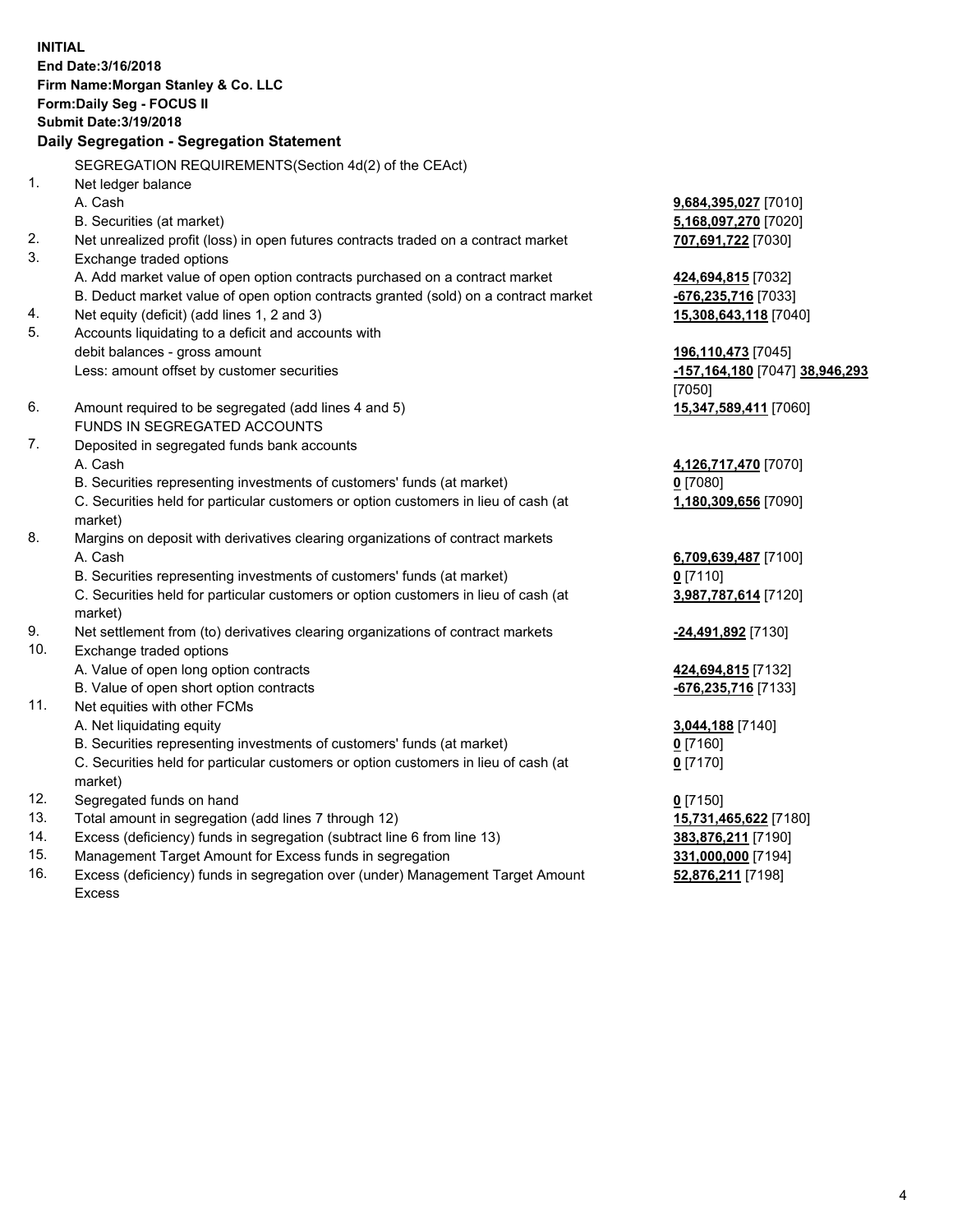**INITIAL**
**End Date:3/16/2018**
**Firm Name:Morgan Stanley & Co. LLC**
**Form:Daily Seg - FOCUS II**
**Submit Date:3/19/2018**

**Daily Segregation - Segregation Statement**

| | | |
|---|---|---|
| | SEGREGATION REQUIREMENTS(Section 4d(2) of the CEAct) | |
| 1. | Net ledger balance | |
| | A. Cash | **9,684,395,027** [7010] |
| | B. Securities (at market) | **5,168,097,270** [7020] |
| 2. | Net unrealized profit (loss) in open futures contracts traded on a contract market | **707,691,722** [7030] |
| 3. | Exchange traded options | |
| | A. Add market value of open option contracts purchased on a contract market | **424,694,815** [7032] |
| | B. Deduct market value of open option contracts granted (sold) on a contract market | **-676,235,716** [7033] |
| 4. | Net equity (deficit) (add lines 1, 2 and 3) | **15,308,643,118** [7040] |
| 5. | Accounts liquidating to a deficit and accounts with debit balances - gross amount | **196,110,473** [7045] |
| | Less: amount offset by customer securities | **-157,164,180** [7047] **38,946,293** [7050] |
| 6. | Amount required to be segregated (add lines 4 and 5) | **15,347,589,411** [7060] |
| | FUNDS IN SEGREGATED ACCOUNTS | |
| 7. | Deposited in segregated funds bank accounts | |
| | A. Cash | **4,126,717,470** [7070] |
| | B. Securities representing investments of customers' funds (at market) | **0** [7080] |
| | C. Securities held for particular customers or option customers in lieu of cash (at market) | **1,180,309,656** [7090] |
| 8. | Margins on deposit with derivatives clearing organizations of contract markets | |
| | A. Cash | **6,709,639,487** [7100] |
| | B. Securities representing investments of customers' funds (at market) | **0** [7110] |
| | C. Securities held for particular customers or option customers in lieu of cash (at market) | **3,987,787,614** [7120] |
| 9. | Net settlement from (to) derivatives clearing organizations of contract markets | **-24,491,892** [7130] |
| 10. | Exchange traded options | |
| | A. Value of open long option contracts | **424,694,815** [7132] |
| | B. Value of open short option contracts | **-676,235,716** [7133] |
| 11. | Net equities with other FCMs | |
| | A. Net liquidating equity | **3,044,188** [7140] |
| | B. Securities representing investments of customers' funds (at market) | **0** [7160] |
| | C. Securities held for particular customers or option customers in lieu of cash (at market) | **0** [7170] |
| 12. | Segregated funds on hand | **0** [7150] |
| 13. | Total amount in segregation (add lines 7 through 12) | **15,731,465,622** [7180] |
| 14. | Excess (deficiency) funds in segregation (subtract line 6 from line 13) | **383,876,211** [7190] |
| 15. | Management Target Amount for Excess funds in segregation | **331,000,000** [7194] |
| 16. | Excess (deficiency) funds in segregation over (under) Management Target Amount Excess | **52,876,211** [7198] |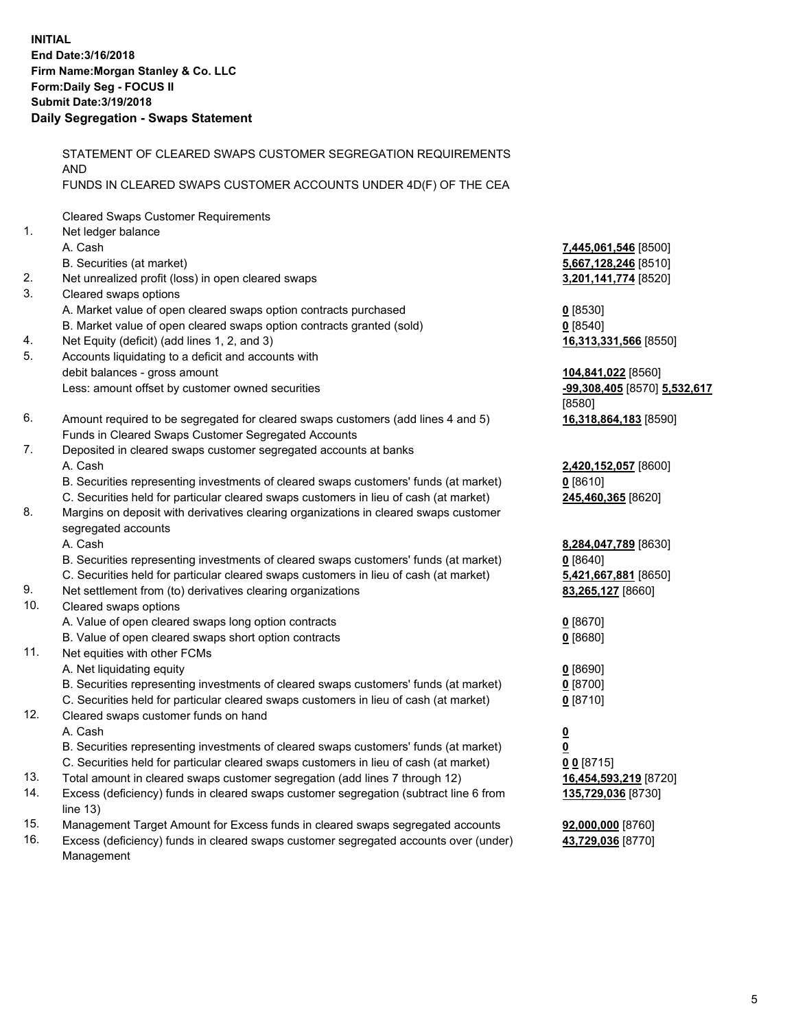**INITIAL**
**End Date:3/16/2018**
**Firm Name:Morgan Stanley & Co. LLC**
**Form:Daily Seg - FOCUS II**
**Submit Date:3/19/2018**
**Daily Segregation - Swaps Statement**

STATEMENT OF CLEARED SWAPS CUSTOMER SEGREGATION REQUIREMENTS AND FUNDS IN CLEARED SWAPS CUSTOMER ACCOUNTS UNDER 4D(F) OF THE CEA

| | | |
|---|---|---|
| | Cleared Swaps Customer Requirements | |
| 1. | Net ledger balance | |
| | A. Cash | **7,445,061,546** [8500] |
| | B. Securities (at market) | **5,667,128,246** [8510] |
| 2. | Net unrealized profit (loss) in open cleared swaps | **3,201,141,774** [8520] |
| 3. | Cleared swaps options | |
| | A. Market value of open cleared swaps option contracts purchased | **0** [8530] |
| | B. Market value of open cleared swaps option contracts granted (sold) | **0** [8540] |
| 4. | Net Equity (deficit) (add lines 1, 2, and 3) | **16,313,331,566** [8550] |
| 5. | Accounts liquidating to a deficit and accounts with debit balances - gross amount | **104,841,022** [8560] |
| | Less: amount offset by customer owned securities | **-99,308,405** [8570] **5,532,617** [8580] |
| 6. | Amount required to be segregated for cleared swaps customers (add lines 4 and 5) | **16,318,864,183** [8590] |
| | Funds in Cleared Swaps Customer Segregated Accounts | |
| 7. | Deposited in cleared swaps customer segregated accounts at banks | |
| | A. Cash | **2,420,152,057** [8600] |
| | B. Securities representing investments of cleared swaps customers' funds (at market) | **0** [8610] |
| | C. Securities held for particular cleared swaps customers in lieu of cash (at market) | **245,460,365** [8620] |
| 8. | Margins on deposit with derivatives clearing organizations in cleared swaps customer segregated accounts | |
| | A. Cash | **8,284,047,789** [8630] |
| | B. Securities representing investments of cleared swaps customers' funds (at market) | **0** [8640] |
| | C. Securities held for particular cleared swaps customers in lieu of cash (at market) | **5,421,667,881** [8650] |
| 9. | Net settlement from (to) derivatives clearing organizations | **83,265,127** [8660] |
| 10. | Cleared swaps options | |
| | A. Value of open cleared swaps long option contracts | **0** [8670] |
| | B. Value of open cleared swaps short option contracts | **0** [8680] |
| 11. | Net equities with other FCMs | |
| | A. Net liquidating equity | **0** [8690] |
| | B. Securities representing investments of cleared swaps customers' funds (at market) | **0** [8700] |
| | C. Securities held for particular cleared swaps customers in lieu of cash (at market) | **0** [8710] |
| 12. | Cleared swaps customer funds on hand | |
| | A. Cash | **0** |
| | B. Securities representing investments of cleared swaps customers' funds (at market) | **0** |
| | C. Securities held for particular cleared swaps customers in lieu of cash (at market) | **0** **0** [8715] |
| 13. | Total amount in cleared swaps customer segregation (add lines 7 through 12) | **16,454,593,219** [8720] |
| 14. | Excess (deficiency) funds in cleared swaps customer segregation (subtract line 6 from line 13) | **135,729,036** [8730] |
| 15. | Management Target Amount for Excess funds in cleared swaps segregated accounts | **92,000,000** [8760] |
| 16. | Excess (deficiency) funds in cleared swaps customer segregated accounts over (under) Management | **43,729,036** [8770] |